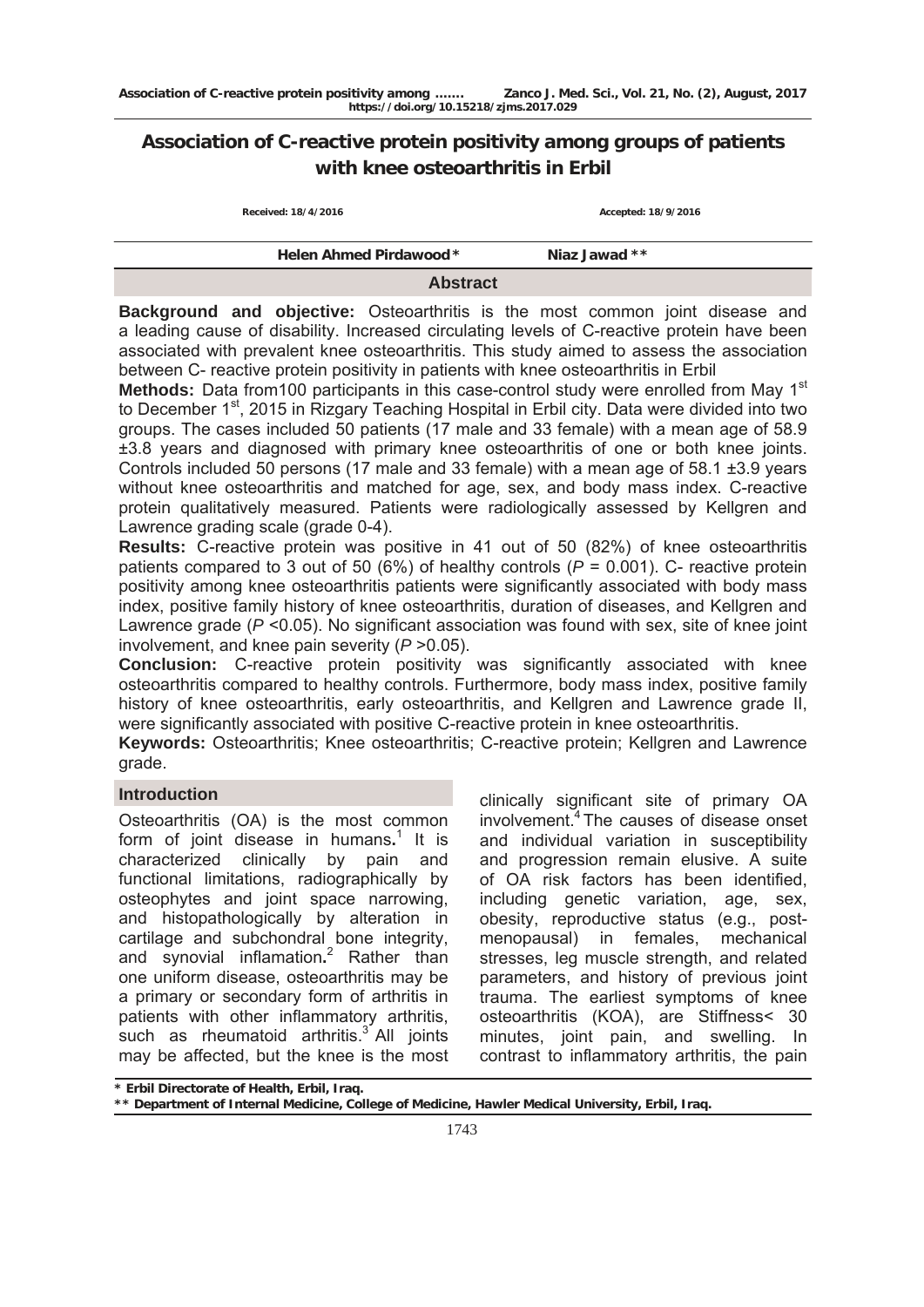# Association of C-reactive protein positivity among groups of patients with knee osteoarthritis in Erbil

Received: 18/4/2016 Accepted: 18/9/2016

Helen Ahmed Pirdawood* Niaz Jawad **

## Abstract

**Background and objective:** Osteoarthritis is the most common joint disease and a leading cause of disability. Increased circulating levels of C-reactive protein have been associated with prevalent knee osteoarthritis. This study aimed to assess the association between C- reactive protein positivity in patients with knee osteoarthritis in Erbil

**Methods:** Data from100 participants in this case-control study were enrolled from May 1st to December 1st, 2015 in Rizgary Teaching Hospital in Erbil city. Data were divided into two groups. The cases included 50 patients (17 male and 33 female) with a mean age of 58.9 ±3.8 years and diagnosed with primary knee osteoarthritis of one or both knee joints. Controls included 50 persons (17 male and 33 female) with a mean age of 58.1 ±3.9 years without knee osteoarthritis and matched for age, sex, and body mass index. C-reactive protein qualitatively measured. Patients were radiologically assessed by Kellgren and Lawrence grading scale (grade 0-4).

**Results:** C-reactive protein was positive in 41 out of 50 (82%) of knee osteoarthritis patients compared to 3 out of 50 (6%) of healthy controls (*P* = 0.001). C- reactive protein positivity among knee osteoarthritis patients were significantly associated with body mass index, positive family history of knee osteoarthritis, duration of diseases, and Kellgren and Lawrence grade (*P* <0.05). No significant association was found with sex, site of knee joint involvement, and knee pain severity (*P* >0.05).

**Conclusion:** C-reactive protein positivity was significantly associated with knee osteoarthritis compared to healthy controls. Furthermore, body mass index, positive family history of knee osteoarthritis, early osteoarthritis, and Kellgren and Lawrence grade II, were significantly associated with positive C-reactive protein in knee osteoarthritis.

**Keywords:** Osteoarthritis; Knee osteoarthritis; C-reactive protein; Kellgren and Lawrence grade.

## Introduction

Osteoarthritis (OA) is the most common form of joint disease in humans.[1] It is characterized clinically by pain and functional limitations, radiographically by osteophytes and joint space narrowing, and histopathologically by alteration in cartilage and subchondral bone integrity, and synovial inflamation.[2] Rather than one uniform disease, osteoarthritis may be a primary or secondary form of arthritis in patients with other inflammatory arthritis, such as rheumatoid arthritis.[3] All joints may be affected, but the knee is the most clinically significant site of primary OA involvement.[4] The causes of disease onset and individual variation in susceptibility and progression remain elusive. A suite of OA risk factors has been identified, including genetic variation, age, sex, obesity, reproductive status (e.g., post-menopausal) in females, mechanical stresses, leg muscle strength, and related parameters, and history of previous joint trauma. The earliest symptoms of knee osteoarthritis (KOA), are Stiffness< 30 minutes, joint pain, and swelling. In contrast to inflammatory arthritis, the pain

\* Erbil Directorate of Health, Erbil, Iraq.

\*\* Department of Internal Medicine, College of Medicine, Hawler Medical University, Erbil, Iraq.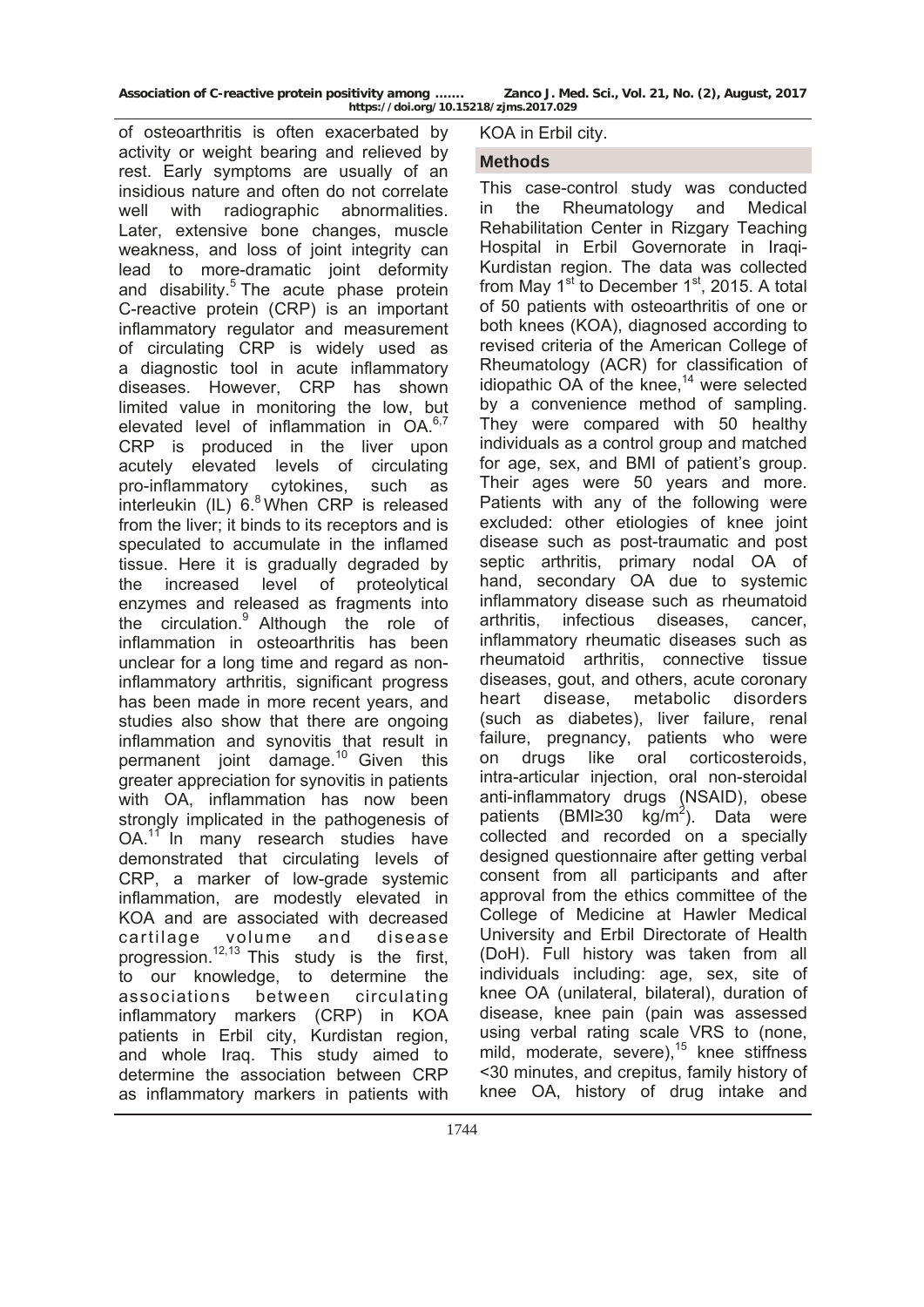of osteoarthritis is often exacerbated by activity or weight bearing and relieved by rest. Early symptoms are usually of an insidious nature and often do not correlate well with radiographic abnormalities. Later, extensive bone changes, muscle weakness, and loss of joint integrity can lead to more-dramatic joint deformity and disability.[5] The acute phase protein C-reactive protein (CRP) is an important inflammatory regulator and measurement of circulating CRP is widely used as a diagnostic tool in acute inflammatory diseases. However, CRP has shown limited value in monitoring the low, but elevated level of inflammation in OA.[6,7] CRP is produced in the liver upon acutely elevated levels of circulating pro-inflammatory cytokines, such as interleukin (IL) 6.[8] When CRP is released from the liver; it binds to its receptors and is speculated to accumulate in the inflamed tissue. Here it is gradually degraded by the increased level of proteolytical enzymes and released as fragments into the circulation.[9] Although the role of inflammation in osteoarthritis has been unclear for a long time and regard as non-inflammatory arthritis, significant progress has been made in more recent years, and studies also show that there are ongoing inflammation and synovitis that result in permanent joint damage.[10] Given this greater appreciation for synovitis in patients with OA, inflammation has now been strongly implicated in the pathogenesis of OA.[11] In many research studies have demonstrated that circulating levels of CRP, a marker of low-grade systemic inflammation, are modestly elevated in KOA and are associated with decreased cartilage volume and disease progression.[12,13] This study is the first, to our knowledge, to determine the associations between circulating inflammatory markers (CRP) in KOA patients in Erbil city, Kurdistan region, and whole Iraq. This study aimed to determine the association between CRP as inflammatory markers in patients with KOA in Erbil city.

## Methods

This case-control study was conducted in the Rheumatology and Medical Rehabilitation Center in Rizgary Teaching Hospital in Erbil Governorate in Iraqi-Kurdistan region. The data was collected from May 1st to December 1st, 2015. A total of 50 patients with osteoarthritis of one or both knees (KOA), diagnosed according to revised criteria of the American College of Rheumatology (ACR) for classification of idiopathic OA of the knee,[14] were selected by a convenience method of sampling. They were compared with 50 healthy individuals as a control group and matched for age, sex, and BMI of patient's group. Their ages were 50 years and more. Patients with any of the following were excluded: other etiologies of knee joint disease such as post-traumatic and post septic arthritis, primary nodal OA of hand, secondary OA due to systemic inflammatory disease such as rheumatoid arthritis, infectious diseases, cancer, inflammatory rheumatic diseases such as rheumatoid arthritis, connective tissue diseases, gout, and others, acute coronary heart disease, metabolic disorders (such as diabetes), liver failure, renal failure, pregnancy, patients who were on drugs like oral corticosteroids, intra-articular injection, oral non-steroidal anti-inflammatory drugs (NSAID), obese patients (BMI≥30 kg/m$^2$). Data were collected and recorded on a specially designed questionnaire after getting verbal consent from all participants and after approval from the ethics committee of the College of Medicine at Hawler Medical University and Erbil Directorate of Health (DoH). Full history was taken from all individuals including: age, sex, site of knee OA (unilateral, bilateral), duration of disease, knee pain (pain was assessed using verbal rating scale VRS to (none, mild, moderate, severe),[15] knee stiffness <30 minutes, and crepitus, family history of knee OA, history of drug intake and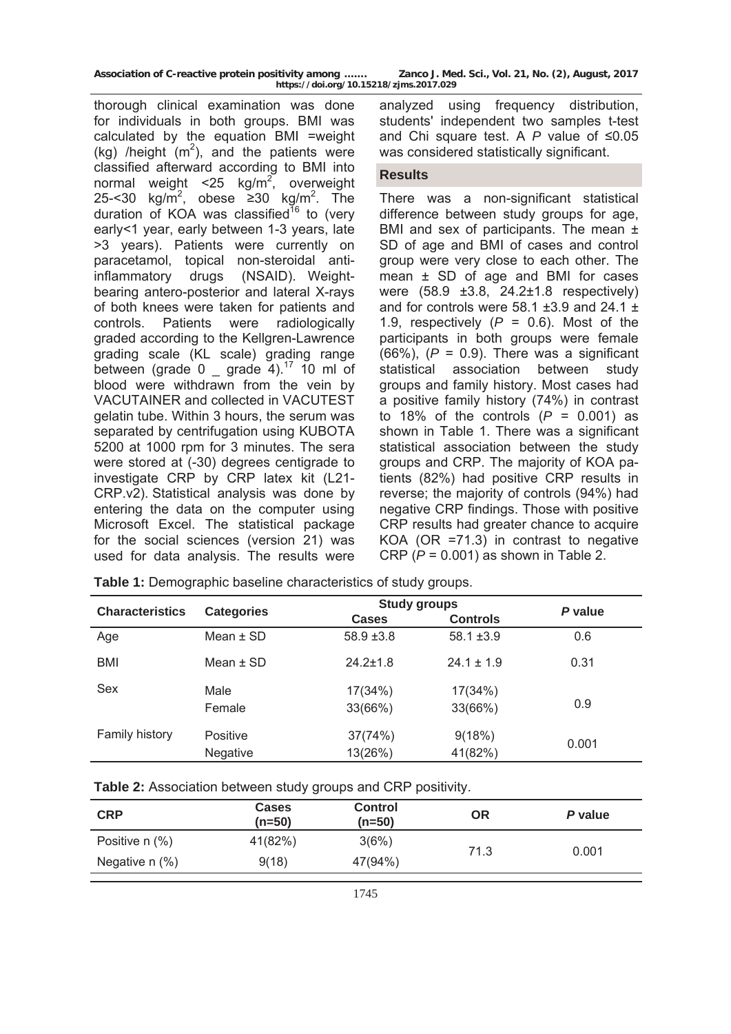thorough clinical examination was done for individuals in both groups. BMI was calculated by the equation BMI =weight (kg) /height ($m^2$), and the patients were classified afterward according to BMI into normal weight <25 kg/$m^2$, overweight 25-<30 kg/$m^2$, obese ≥30 kg/$m^2$. The duration of KOA was classified[16] to (very early<1 year, early between 1-3 years, late >3 years). Patients were currently on paracetamol, topical non-steroidal anti-inflammatory drugs (NSAID). Weight-bearing antero-posterior and lateral X-rays of both knees were taken for patients and controls. Patients were radiologically graded according to the Kellgren-Lawrence grading scale (KL scale) grading range between (grade 0 _ grade 4).[17] 10 ml of blood were withdrawn from the vein by VACUTAINER and collected in VACUTEST gelatin tube. Within 3 hours, the serum was separated by centrifugation using KUBOTA 5200 at 1000 rpm for 3 minutes. The sera were stored at (-30) degrees centigrade to investigate CRP by CRP latex kit (L21-CRP.v2). Statistical analysis was done by entering the data on the computer using Microsoft Excel. The statistical package for the social sciences (version 21) was used for data analysis. The results were analyzed using frequency distribution, students' independent two samples t-test and Chi square test. A *P* value of ≤0.05 was considered statistically significant.

## Results

There was a non-significant statistical difference between study groups for age, BMI and sex of participants. The mean ± SD of age and BMI of cases and control group were very close to each other. The mean ± SD of age and BMI for cases were (58.9 ±3.8, 24.2±1.8 respectively) and for controls were 58.1 ±3.9 and 24.1 ± 1.9, respectively (*P* = 0.6). Most of the participants in both groups were female (66%), (*P* = 0.9). There was a significant statistical association between study groups and family history. Most cases had a positive family history (74%) in contrast to 18% of the controls (*P* = 0.001) as shown in Table 1. There was a significant statistical association between the study groups and CRP. The majority of KOA patients (82%) had positive CRP results in reverse; the majority of controls (94%) had negative CRP findings. Those with positive CRP results had greater chance to acquire KOA (OR =71.3) in contrast to negative CRP (*P* = 0.001) as shown in Table 2.

**Table 1:** Demographic baseline characteristics of study groups.

| Characteristics | Categories | Study groups | | *P* value |
|---|---|---|---|---|
| | | Cases | Controls | |
| Age | Mean ± SD | 58.9 ±3.8 | 58.1 ±3.9 | 0.6 |
| BMI | Mean ± SD | 24.2±1.8 | 24.1 ± 1.9 | 0.31 |
| Sex | Male | 17(34%) | 17(34%) | 0.9 |
| | Female | 33(66%) | 33(66%) | |
| Family history | Positive | 37(74%) | 9(18%) | 0.001 |
| | Negative | 13(26%) | 41(82%) | |

**Table 2:** Association between study groups and CRP positivity.

| CRP | Cases (n=50) | Control (n=50) | OR | *P* value |
|---|---|---|---|---|
| Positive n (%) | 41(82%) | 3(6%) | 71.3 | 0.001 |
| Negative n (%) | 9(18) | 47(94%) | | |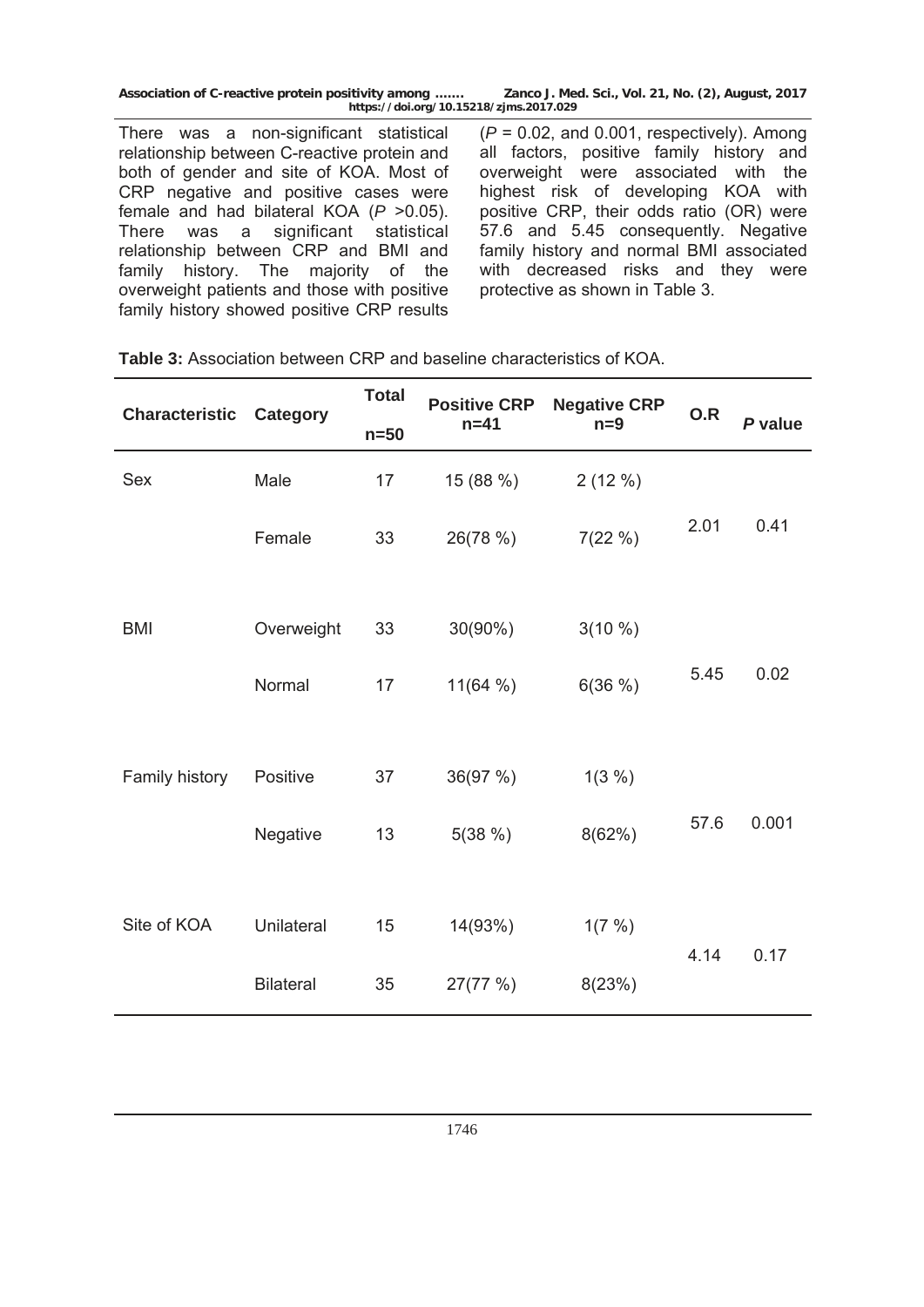There was a non-significant statistical relationship between C-reactive protein and both of gender and site of KOA. Most of CRP negative and positive cases were female and had bilateral KOA ($P$ >0.05). There was a significant statistical relationship between CRP and BMI and family history. The majority of the overweight patients and those with positive family history showed positive CRP results ($P$ = 0.02, and 0.001, respectively). Among all factors, positive family history and overweight were associated with the highest risk of developing KOA with positive CRP, their odds ratio (OR) were 57.6 and 5.45 consequently. Negative family history and normal BMI associated with decreased risks and they were protective as shown in Table 3.

**Table 3:** Association between CRP and baseline characteristics of KOA.

| Characteristic | Category | Total n=50 | Positive CRP n=41 | Negative CRP n=9 | O.R | *P* value |
|---|---|---|---|---|---|---|
| Sex | Male | 17 | 15 (88 %) | 2 (12 %) | 2.01 | 0.41 |
| | Female | 33 | 26(78 %) | 7(22 %) | | |
| BMI | Overweight | 33 | 30(90%) | 3(10 %) | 5.45 | 0.02 |
| | Normal | 17 | 11(64 %) | 6(36 %) | | |
| Family history | Positive | 37 | 36(97 %) | 1(3 %) | 57.6 | 0.001 |
| | Negative | 13 | 5(38 %) | 8(62%) | | |
| Site of KOA | Unilateral | 15 | 14(93%) | 1(7 %) | 4.14 | 0.17 |
| | Bilateral | 35 | 27(77 %) | 8(23%) | | |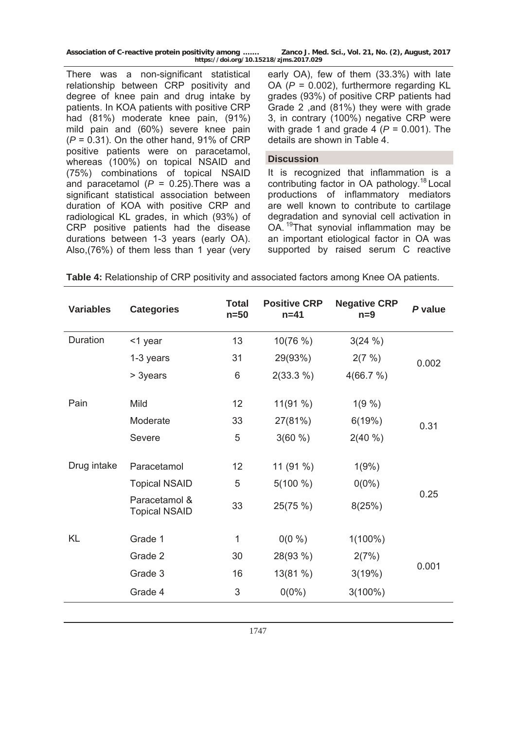There was a non-significant statistical relationship between CRP positivity and degree of knee pain and drug intake by patients. In KOA patients with positive CRP had (81%) moderate knee pain, (91%) mild pain and (60%) severe knee pain ($P$ = 0.31). On the other hand, 91% of CRP positive patients were on paracetamol, whereas (100%) on topical NSAID and (75%) combinations of topical NSAID and paracetamol ($P$ = 0.25).There was a significant statistical association between duration of KOA with positive CRP and radiological KL grades, in which (93%) of CRP positive patients had the disease durations between 1-3 years (early OA). Also,(76%) of them less than 1 year (very early OA), few of them (33.3%) with late OA ($P$ = 0.002), furthermore regarding KL grades (93%) of positive CRP patients had Grade 2 ,and (81%) they were with grade 3, in contrary (100%) negative CRP were with grade 1 and grade 4 ($P$ = 0.001). The details are shown in Table 4.

**Table 4:** Relationship of CRP positivity and associated factors among Knee OA patients.

| Variables | Categories | Total n=50 | Positive CRP n=41 | Negative CRP n=9 | *P* value |
|---|---|---|---|---|---|
| Duration | <1 year | 13 | 10(76 %) | 3(24 %) | 0.002 |
| | 1-3 years | 31 | 29(93%) | 2(7 %) | |
| | > 3years | 6 | 2(33.3 %) | 4(66.7 %) | |
| Pain | Mild | 12 | 11(91 %) | 1(9 %) | 0.31 |
| | Moderate | 33 | 27(81%) | 6(19%) | |
| | Severe | 5 | 3(60 %) | 2(40 %) | |
| Drug intake | Paracetamol | 12 | 11 (91 %) | 1(9%) | 0.25 |
| | Topical NSAID | 5 | 5(100 %) | 0(0%) | |
| | Paracetamol & Topical NSAID | 33 | 25(75 %) | 8(25%) | |
| KL | Grade 1 | 1 | 0(0 %) | 1(100%) | 0.001 |
| | Grade 2 | 30 | 28(93 %) | 2(7%) | |
| | Grade 3 | 16 | 13(81 %) | 3(19%) | |
| | Grade 4 | 3 | 0(0%) | 3(100%) | |

## Discussion

It is recognized that inflammation is a contributing factor in OA pathology.[18] Local productions of inflammatory mediators are well known to contribute to cartilage degradation and synovial cell activation in OA.[19] That synovial inflammation may be an important etiological factor in OA was supported by raised serum C reactive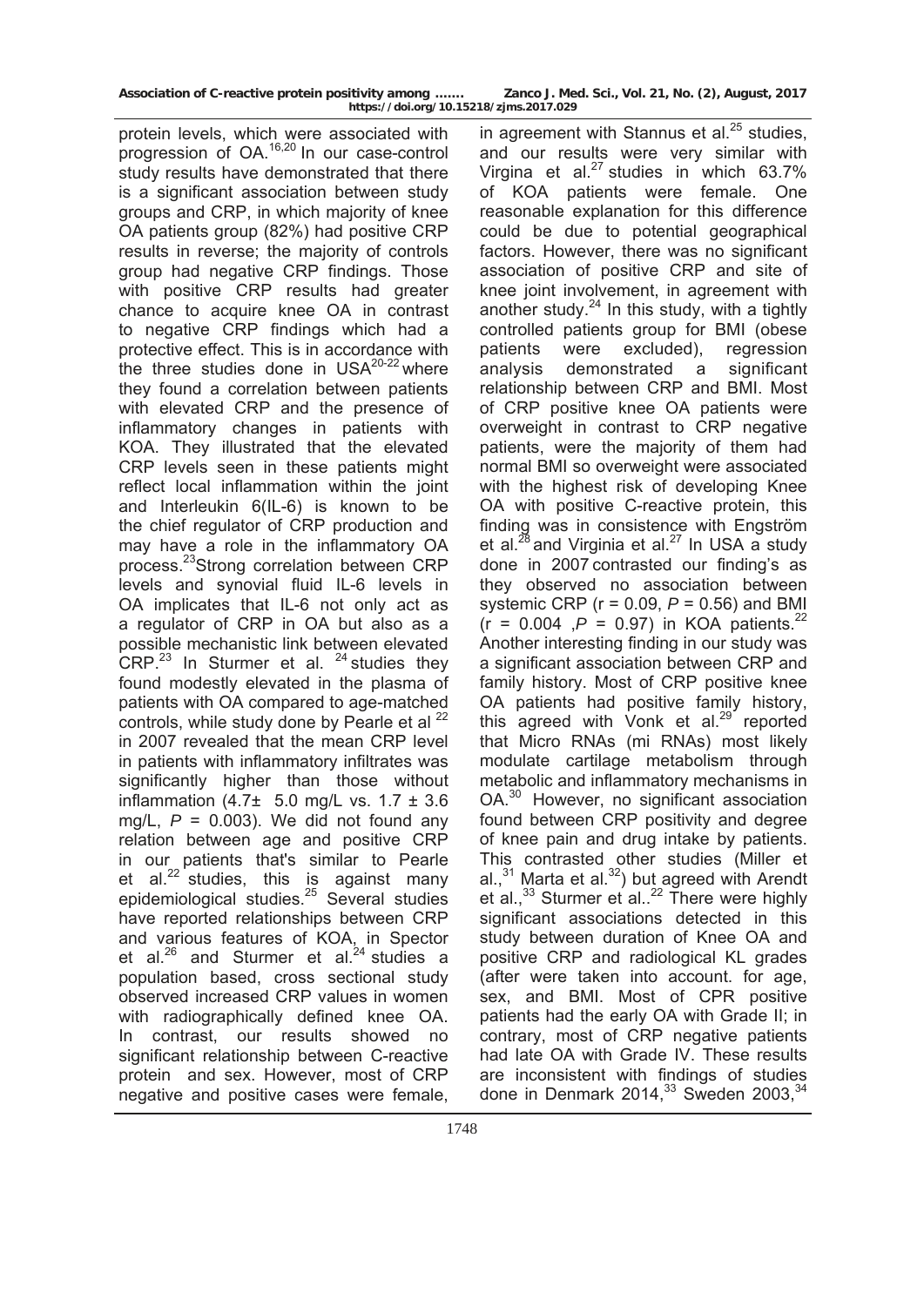protein levels, which were associated with progression of OA.[16,20] In our case-control study results have demonstrated that there is a significant association between study groups and CRP, in which majority of knee OA patients group (82%) had positive CRP results in reverse; the majority of controls group had negative CRP findings. Those with positive CRP results had greater chance to acquire knee OA in contrast to negative CRP findings which had a protective effect. This is in accordance with the three studies done in USA[20-22] where they found a correlation between patients with elevated CRP and the presence of inflammatory changes in patients with KOA. They illustrated that the elevated CRP levels seen in these patients might reflect local inflammation within the joint and Interleukin 6(IL-6) is known to be the chief regulator of CRP production and may have a role in the inflammatory OA process.[23]Strong correlation between CRP levels and synovial fluid IL-6 levels in OA implicates that IL-6 not only act as a regulator of CRP in OA but also as a possible mechanistic link between elevated CRP.[23] In Sturmer et al. [24] studies they found modestly elevated in the plasma of patients with OA compared to age-matched controls, while study done by Pearle et al [22] in 2007 revealed that the mean CRP level in patients with inflammatory infiltrates was significantly higher than those without inflammation (4.7± 5.0 mg/L vs. 1.7 ± 3.6 mg/L, *P* = 0.003). We did not found any relation between age and positive CRP in our patients that's similar to Pearle et al.[22] studies, this is against many epidemiological studies.[25] Several studies have reported relationships between CRP and various features of KOA, in Spector et al.[26] and Sturmer et al.[24] studies a population based, cross sectional study observed increased CRP values in women with radiographically defined knee OA. In contrast, our results showed no significant relationship between C-reactive protein and sex. However, most of CRP negative and positive cases were female, in agreement with Stannus et al.[25] studies, and our results were very similar with Virgina et al.[27] studies in which 63.7% of KOA patients were female. One reasonable explanation for this difference could be due to potential geographical factors. However, there was no significant association of positive CRP and site of knee joint involvement, in agreement with another study.[24] In this study, with a tightly controlled patients group for BMI (obese patients were excluded), regression analysis demonstrated a significant relationship between CRP and BMI. Most of CRP positive knee OA patients were overweight in contrast to CRP negative patients, were the majority of them had normal BMI so overweight were associated with the highest risk of developing Knee OA with positive C-reactive protein, this finding was in consistence with Engström et al.[28] and Virginia et al.[27] In USA a study done in 2007 contrasted our finding's as they observed no association between systemic CRP (r = 0.09, *P* = 0.56) and BMI (r = 0.004 ,*P* = 0.97) in KOA patients.[22] Another interesting finding in our study was a significant association between CRP and family history. Most of CRP positive knee OA patients had positive family history, this agreed with Vonk et al.[29] reported that Micro RNAs (mi RNAs) most likely modulate cartilage metabolism through metabolic and inflammatory mechanisms in OA.[30] However, no significant association found between CRP positivity and degree of knee pain and drug intake by patients. This contrasted other studies (Miller et al.,[31] Marta et al.[32]) but agreed with Arendt et al.,[33] Sturmer et al..[22] There were highly significant associations detected in this study between duration of Knee OA and positive CRP and radiological KL grades (after were taken into account. for age, sex, and BMI. Most of CPR positive patients had the early OA with Grade II; in contrary, most of CRP negative patients had late OA with Grade IV. These results are inconsistent with findings of studies done in Denmark 2014,[33] Sweden 2003,[34]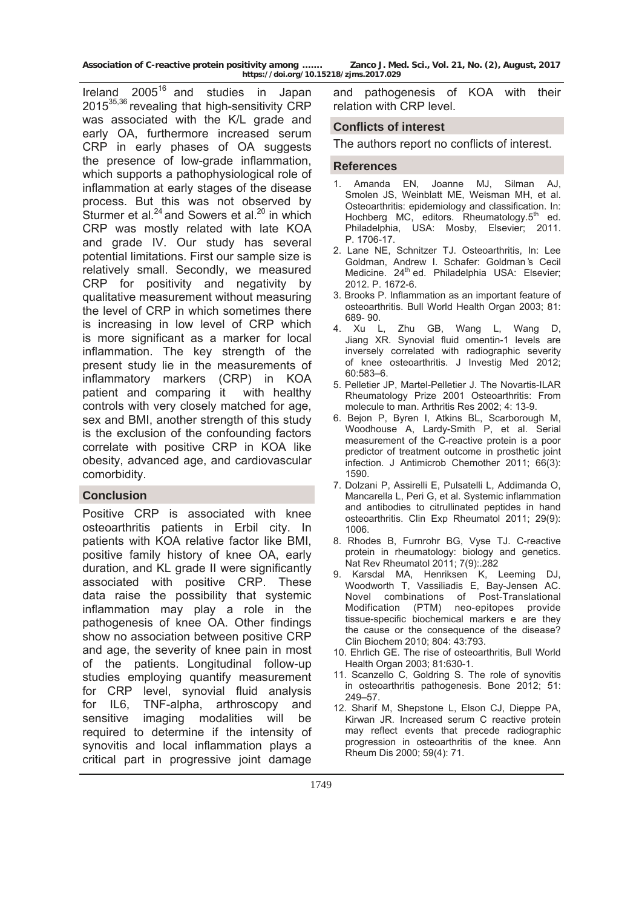Ireland 2005[16] and studies in Japan 2015[35,36] revealing that high-sensitivity CRP was associated with the K/L grade and early OA, furthermore increased serum CRP in early phases of OA suggests the presence of low-grade inflammation, which supports a pathophysiological role of inflammation at early stages of the disease process. But this was not observed by Sturmer et al.[24] and Sowers et al.[20] in which CRP was mostly related with late KOA and grade IV. Our study has several potential limitations. First our sample size is relatively small. Secondly, we measured CRP for positivity and negativity by qualitative measurement without measuring the level of CRP in which sometimes there is increasing in low level of CRP which is more significant as a marker for local inflammation. The key strength of the present study lie in the measurements of inflammatory markers (CRP) in KOA patient and comparing it with healthy controls with very closely matched for age, sex and BMI, another strength of this study is the exclusion of the confounding factors correlate with positive CRP in KOA like obesity, advanced age, and cardiovascular comorbidity.

## Conclusion

Positive CRP is associated with knee osteoarthritis patients in Erbil city. In patients with KOA relative factor like BMI, positive family history of knee OA, early duration, and KL grade II were significantly associated with positive CRP. These data raise the possibility that systemic inflammation may play a role in the pathogenesis of knee OA. Other findings show no association between positive CRP and age, the severity of knee pain in most of the patients. Longitudinal follow-up studies employing quantify measurement for CRP level, synovial fluid analysis for IL6, TNF-alpha, arthroscopy and sensitive imaging modalities will be required to determine if the intensity of synovitis and local inflammation plays a critical part in progressive joint damage and pathogenesis of KOA with their relation with CRP level.

## Conflicts of interest

The authors report no conflicts of interest.

## References

1. Amanda EN, Joanne MJ, Silman AJ, Smolen JS, Weinblatt ME, Weisman MH, et al. Osteoarthritis: epidemiology and classification. In: Hochberg MC, editors. Rheumatology.5th ed. Philadelphia, USA: Mosby, Elsevier; 2011. P. 1706-17.
2. Lane NE, Schnitzer TJ. Osteoarthritis, In: Lee Goldman, Andrew I. Schafer: Goldman's Cecil Medicine. 24th ed. Philadelphia USA: Elsevier; 2012. P. 1672-6.
3. Brooks P. Inflammation as an important feature of osteoarthritis. Bull World Health Organ 2003; 81: 689- 90.
4. Xu L, Zhu GB, Wang L, Wang D, Jiang XR. Synovial fluid omentin-1 levels are inversely correlated with radiographic severity of knee osteoarthritis. J Investig Med 2012; 60:583–6.
5. Pelletier JP, Martel-Pelletier J. The Novartis-ILAR Rheumatology Prize 2001 Osteoarthritis: From molecule to man. Arthritis Res 2002; 4: 13-9.
6. Bejon P, Byren I, Atkins BL, Scarborough M, Woodhouse A, Lardy-Smith P, et al. Serial measurement of the C-reactive protein is a poor predictor of treatment outcome in prosthetic joint infection. J Antimicrob Chemother 2011; 66(3): 1590.
7. Dolzani P, Assirelli E, Pulsatelli L, Addimanda O, Mancarella L, Peri G, et al. Systemic inflammation and antibodies to citrullinated peptides in hand osteoarthritis. Clin Exp Rheumatol 2011; 29(9): 1006.
8. Rhodes B, Furnrohr BG, Vyse TJ. C-reactive protein in rheumatology: biology and genetics. Nat Rev Rheumatol 2011; 7(9):.282
9. Karsdal MA, Henriksen K, Leeming DJ, Woodworth T, Vassiliadis E, Bay-Jensen AC. Novel combinations of Post-Translational Modification (PTM) neo-epitopes provide tissue-specific biochemical markers e are they the cause or the consequence of the disease? Clin Biochem 2010; 804: 43:793.
10. Ehrlich GE. The rise of osteoarthritis, Bull World Health Organ 2003; 81:630-1.
11. Scanzello C, Goldring S. The role of synovitis in osteoarthritis pathogenesis. Bone 2012; 51: 249–57.
12. Sharif M, Shepstone L, Elson CJ, Dieppe PA, Kirwan JR. Increased serum C reactive protein may reflect events that precede radiographic progression in osteoarthritis of the knee. Ann Rheum Dis 2000; 59(4): 71.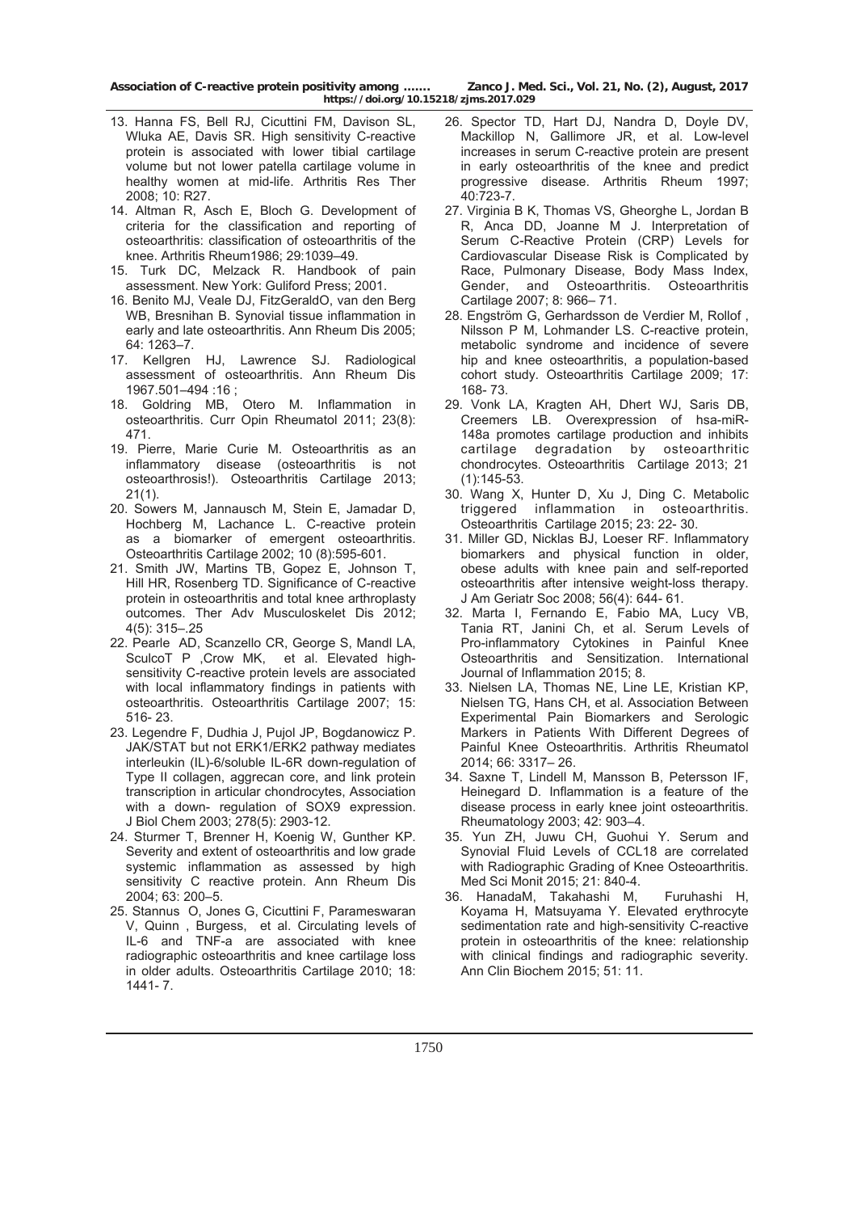13. Hanna FS, Bell RJ, Cicuttini FM, Davison SL, Wluka AE, Davis SR. High sensitivity C-reactive protein is associated with lower tibial cartilage volume but not lower patella cartilage volume in healthy women at mid-life. Arthritis Res Ther 2008; 10: R27.
14. Altman R, Asch E, Bloch G. Development of criteria for the classification and reporting of osteoarthritis: classification of osteoarthritis of the knee. Arthritis Rheum1986; 29:1039–49.
15. Turk DC, Melzack R. Handbook of pain assessment. New York: Guliford Press; 2001.
16. Benito MJ, Veale DJ, FitzGeraldO, van den Berg WB, Bresnihan B. Synovial tissue inflammation in early and late osteoarthritis. Ann Rheum Dis 2005; 64: 1263–7.
17. Kellgren HJ, Lawrence SJ. Radiological assessment of osteoarthritis. Ann Rheum Dis 1967.501–494 :16 ;
18. Goldring MB, Otero M. Inflammation in osteoarthritis. Curr Opin Rheumatol 2011; 23(8): 471.
19. Pierre, Marie Curie M. Osteoarthritis as an inflammatory disease (osteoarthritis is not osteoarthrosis!). Osteoarthritis Cartilage 2013; 21(1).
20. Sowers M, Jannausch M, Stein E, Jamadar D, Hochberg M, Lachance L. C-reactive protein as a biomarker of emergent osteoarthritis. Osteoarthritis Cartilage 2002; 10 (8):595-601.
21. Smith JW, Martins TB, Gopez E, Johnson T, Hill HR, Rosenberg TD. Significance of C-reactive protein in osteoarthritis and total knee arthroplasty outcomes. Ther Adv Musculoskelet Dis 2012; 4(5): 315–.25
22. Pearle AD, Scanzello CR, George S, Mandl LA, SculcoT P ,Crow MK, et al. Elevated high-sensitivity C-reactive protein levels are associated with local inflammatory findings in patients with osteoarthritis. Osteoarthritis Cartilage 2007; 15: 516- 23.
23. Legendre F, Dudhia J, Pujol JP, Bogdanowicz P. JAK/STAT but not ERK1/ERK2 pathway mediates interleukin (IL)-6/soluble IL-6R down-regulation of Type II collagen, aggrecan core, and link protein transcription in articular chondrocytes, Association with a down- regulation of SOX9 expression. J Biol Chem 2003; 278(5): 2903-12.
24. Sturmer T, Brenner H, Koenig W, Gunther KP. Severity and extent of osteoarthritis and low grade systemic inflammation as assessed by high sensitivity C reactive protein. Ann Rheum Dis 2004; 63: 200–5.
25. Stannus O, Jones G, Cicuttini F, Parameswaran V, Quinn , Burgess, et al. Circulating levels of IL-6 and TNF-a are associated with knee radiographic osteoarthritis and knee cartilage loss in older adults. Osteoarthritis Cartilage 2010; 18: 1441- 7.
26. Spector TD, Hart DJ, Nandra D, Doyle DV, Mackillop N, Gallimore JR, et al. Low-level increases in serum C-reactive protein are present in early osteoarthritis of the knee and predict progressive disease. Arthritis Rheum 1997; 40:723-7.
27. Virginia B K, Thomas VS, Gheorghe L, Jordan B R, Anca DD, Joanne M J. Interpretation of Serum C-Reactive Protein (CRP) Levels for Cardiovascular Disease Risk is Complicated by Race, Pulmonary Disease, Body Mass Index, Gender, and Osteoarthritis. Osteoarthritis Cartilage 2007; 8: 966– 71.
28. Engström G, Gerhardsson de Verdier M, Rollof , Nilsson P M, Lohmander LS. C-reactive protein, metabolic syndrome and incidence of severe hip and knee osteoarthritis, a population-based cohort study. Osteoarthritis Cartilage 2009; 17: 168- 73.
29. Vonk LA, Kragten AH, Dhert WJ, Saris DB, Creemers LB. Overexpression of hsa-miR-148a promotes cartilage production and inhibits cartilage degradation by osteoarthritic chondrocytes. Osteoarthritis Cartilage 2013; 21 (1):145-53.
30. Wang X, Hunter D, Xu J, Ding C. Metabolic triggered inflammation in osteoarthritis. Osteoarthritis Cartilage 2015; 23: 22- 30.
31. Miller GD, Nicklas BJ, Loeser RF. Inflammatory biomarkers and physical function in older, obese adults with knee pain and self-reported osteoarthritis after intensive weight-loss therapy. J Am Geriatr Soc 2008; 56(4): 644- 61.
32. Marta I, Fernando E, Fabio MA, Lucy VB, Tania RT, Janini Ch, et al. Serum Levels of Pro-inflammatory Cytokines in Painful Knee Osteoarthritis and Sensitization. International Journal of Inflammation 2015; 8.
33. Nielsen LA, Thomas NE, Line LE, Kristian KP, Nielsen TG, Hans CH, et al. Association Between Experimental Pain Biomarkers and Serologic Markers in Patients With Different Degrees of Painful Knee Osteoarthritis. Arthritis Rheumatol 2014; 66: 3317– 26.
34. Saxne T, Lindell M, Mansson B, Petersson IF, Heinegard D. Inflammation is a feature of the disease process in early knee joint osteoarthritis. Rheumatology 2003; 42: 903–4.
35. Yun ZH, Juwu CH, Guohui Y. Serum and Synovial Fluid Levels of CCL18 are correlated with Radiographic Grading of Knee Osteoarthritis. Med Sci Monit 2015; 21: 840-4.
36. HanadaM, Takahashi M, Furuhashi H, Koyama H, Matsuyama Y. Elevated erythrocyte sedimentation rate and high-sensitivity C-reactive protein in osteoarthritis of the knee: relationship with clinical findings and radiographic severity. Ann Clin Biochem 2015; 51: 11.